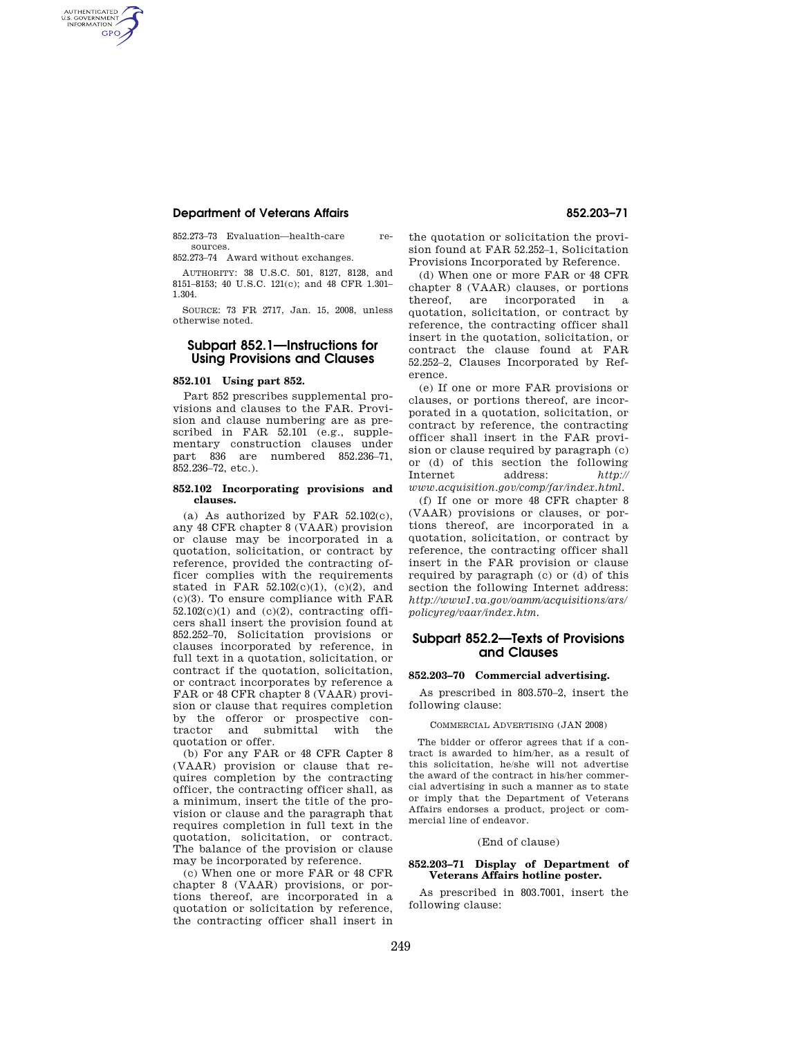852.273–73 Evaluation—health-care resources.

852.273–74 Award without exchanges.

AUTHORITY: 38 U.S.C. 501, 8127, 8128, and 8151–8153; 40 U.S.C. 121(c); and 48 CFR 1.301–1.304.

SOURCE: 73 FR 2717, Jan. 15, 2008, unless otherwise noted.

## Subpart 852.1—Instructions for Using Provisions and Clauses

### 852.101 Using part 852.

Part 852 prescribes supplemental provisions and clauses to the FAR. Provision and clause numbering are as prescribed in FAR 52.101 (e.g., supplementary construction clauses under part 836 are numbered 852.236–71, 852.236–72, etc.).

### 852.102 Incorporating provisions and clauses.

(a) As authorized by FAR 52.102(c), any 48 CFR chapter 8 (VAAR) provision or clause may be incorporated in a quotation, solicitation, or contract by reference, provided the contracting officer complies with the requirements stated in FAR 52.102(c)(1), (c)(2), and (c)(3). To ensure compliance with FAR 52.102(c)(1) and (c)(2), contracting officers shall insert the provision found at 852.252–70, Solicitation provisions or clauses incorporated by reference, in full text in a quotation, solicitation, or contract if the quotation, solicitation, or contract incorporates by reference a FAR or 48 CFR chapter 8 (VAAR) provision or clause that requires completion by the offeror or prospective contractor and submittal with the quotation or offer.

(b) For any FAR or 48 CFR Capter 8 (VAAR) provision or clause that requires completion by the contracting officer, the contracting officer shall, as a minimum, insert the title of the provision or clause and the paragraph that requires completion in full text in the quotation, solicitation, or contract. The balance of the provision or clause may be incorporated by reference.

(c) When one or more FAR or 48 CFR chapter 8 (VAAR) provisions, or portions thereof, are incorporated in a quotation or solicitation by reference, the contracting officer shall insert in the quotation or solicitation the provision found at FAR 52.252–1, Solicitation Provisions Incorporated by Reference.

(d) When one or more FAR or 48 CFR chapter 8 (VAAR) clauses, or portions thereof, are incorporated in a quotation, solicitation, or contract by reference, the contracting officer shall insert in the quotation, solicitation, or contract the clause found at FAR 52.252–2, Clauses Incorporated by Reference.

(e) If one or more FAR provisions or clauses, or portions thereof, are incorporated in a quotation, solicitation, or contract by reference, the contracting officer shall insert in the FAR provision or clause required by paragraph (c) or (d) of this section the following Internet address: *http://www.acquisition.gov/comp/far/index.html.*

(f) If one or more 48 CFR chapter 8 (VAAR) provisions or clauses, or portions thereof, are incorporated in a quotation, solicitation, or contract by reference, the contracting officer shall insert in the FAR provision or clause required by paragraph (c) or (d) of this section the following Internet address: *http://www1.va.gov/oamm/acquisitions/ars/policyreg/vaar/index.htm.*

## Subpart 852.2—Texts of Provisions and Clauses

### 852.203–70 Commercial advertising.

As prescribed in 803.570–2, insert the following clause:

COMMERCIAL ADVERTISING (JAN 2008)

The bidder or offeror agrees that if a contract is awarded to him/her, as a result of this solicitation, he/she will not advertise the award of the contract in his/her commercial advertising in such a manner as to state or imply that the Department of Veterans Affairs endorses a product, project or commercial line of endeavor.

(End of clause)

### 852.203–71 Display of Department of Veterans Affairs hotline poster.

As prescribed in 803.7001, insert the following clause: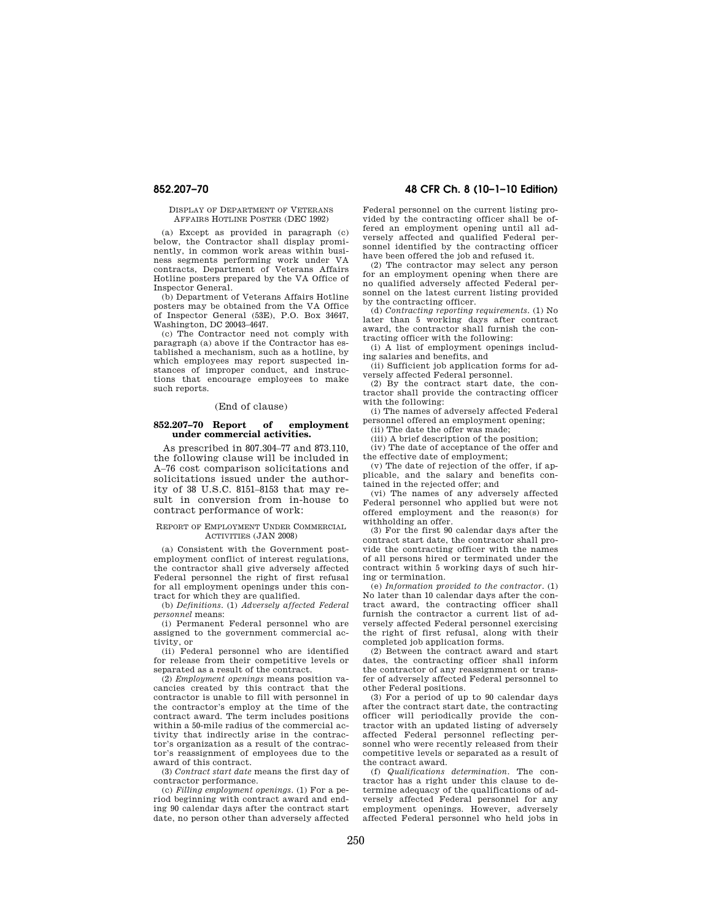DISPLAY OF DEPARTMENT OF VETERANS AFFAIRS HOTLINE POSTER (DEC 1992)

(a) Except as provided in paragraph (c) below, the Contractor shall display prominently, in common work areas within business segments performing work under VA contracts, Department of Veterans Affairs Hotline posters prepared by the VA Office of Inspector General.

(b) Department of Veterans Affairs Hotline posters may be obtained from the VA Office of Inspector General (53E), P.O. Box 34647, Washington, DC 20043–4647.

(c) The Contractor need not comply with paragraph (a) above if the Contractor has established a mechanism, such as a hotline, by which employees may report suspected instances of improper conduct, and instructions that encourage employees to make such reports.

(End of clause)

### 852.207–70 Report of employment under commercial activities.

As prescribed in 807.304–77 and 873.110, the following clause will be included in A–76 cost comparison solicitations and solicitations issued under the authority of 38 U.S.C. 8151–8153 that may result in conversion from in-house to contract performance of work:

REPORT OF EMPLOYMENT UNDER COMMERCIAL ACTIVITIES (JAN 2008)

(a) Consistent with the Government post-employment conflict of interest regulations, the contractor shall give adversely affected Federal personnel the right of first refusal for all employment openings under this contract for which they are qualified.

(b) *Definitions.* (1) *Adversely affected Federal personnel* means:

(i) Permanent Federal personnel who are assigned to the government commercial activity, or

(ii) Federal personnel who are identified for release from their competitive levels or separated as a result of the contract.

(2) *Employment openings* means position vacancies created by this contract that the contractor is unable to fill with personnel in the contractor's employ at the time of the contract award. The term includes positions within a 50-mile radius of the commercial activity that indirectly arise in the contractor's organization as a result of the contractor's reassignment of employees due to the award of this contract.

(3) *Contract start date* means the first day of contractor performance.

(c) *Filling employment openings.* (1) For a period beginning with contract award and ending 90 calendar days after the contract start date, no person other than adversely affected Federal personnel on the current listing provided by the contracting officer shall be offered an employment opening until all adversely affected and qualified Federal personnel identified by the contracting officer have been offered the job and refused it.

(2) The contractor may select any person for an employment opening when there are no qualified adversely affected Federal personnel on the latest current listing provided by the contracting officer.

(d) *Contracting reporting requirements.* (1) No later than 5 working days after contract award, the contractor shall furnish the contracting officer with the following:

(i) A list of employment openings including salaries and benefits, and

(ii) Sufficient job application forms for adversely affected Federal personnel.

(2) By the contract start date, the contractor shall provide the contracting officer with the following:

(i) The names of adversely affected Federal personnel offered an employment opening;

(ii) The date the offer was made;

(iii) A brief description of the position;

(iv) The date of acceptance of the offer and the effective date of employment;

(v) The date of rejection of the offer, if applicable, and the salary and benefits contained in the rejected offer; and

(vi) The names of any adversely affected Federal personnel who applied but were not offered employment and the reason(s) for withholding an offer.

(3) For the first 90 calendar days after the contract start date, the contractor shall provide the contracting officer with the names of all persons hired or terminated under the contract within 5 working days of such hiring or termination.

(e) *Information provided to the contractor.* (1) No later than 10 calendar days after the contract award, the contracting officer shall furnish the contractor a current list of adversely affected Federal personnel exercising the right of first refusal, along with their completed job application forms.

(2) Between the contract award and start dates, the contracting officer shall inform the contractor of any reassignment or transfer of adversely affected Federal personnel to other Federal positions.

(3) For a period of up to 90 calendar days after the contract start date, the contracting officer will periodically provide the contractor with an updated listing of adversely affected Federal personnel reflecting personnel who were recently released from their competitive levels or separated as a result of the contract award.

(f) *Qualifications determination.* The contractor has a right under this clause to determine adequacy of the qualifications of adversely affected Federal personnel for any employment openings. However, adversely affected Federal personnel who held jobs in